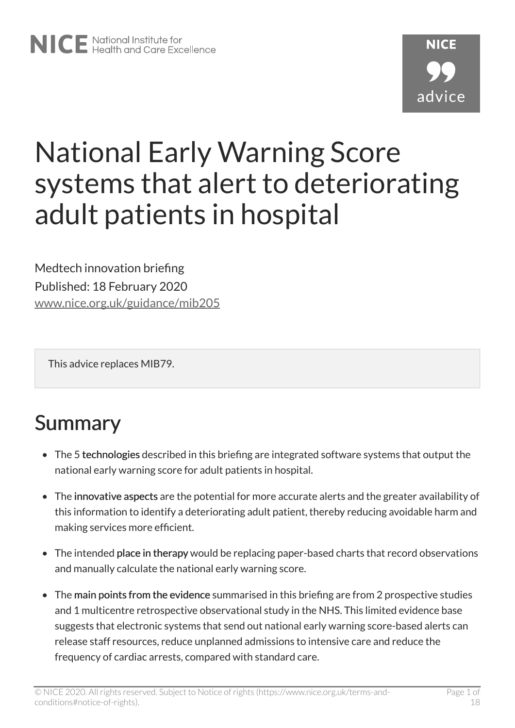NICE National Institute for Health and Care Excellence

NICE advice

# National Early Warning Score systems that alert to deteriorating adult patients in hospital

Medtech innovation briefing

Published: 18 February 2020

www.nice.org.uk/guidance/mib205

This advice replaces MIB79.

## Summary

- The 5 **technologies** described in this briefing are integrated software systems that output the national early warning score for adult patients in hospital.
- The **innovative aspects** are the potential for more accurate alerts and the greater availability of this information to identify a deteriorating adult patient, thereby reducing avoidable harm and making services more efficient.
- The intended **place in therapy** would be replacing paper-based charts that record observations and manually calculate the national early warning score.
- The **main points from the evidence** summarised in this briefing are from 2 prospective studies and 1 multicentre retrospective observational study in the NHS. This limited evidence base suggests that electronic systems that send out national early warning score-based alerts can release staff resources, reduce unplanned admissions to intensive care and reduce the frequency of cardiac arrests, compared with standard care.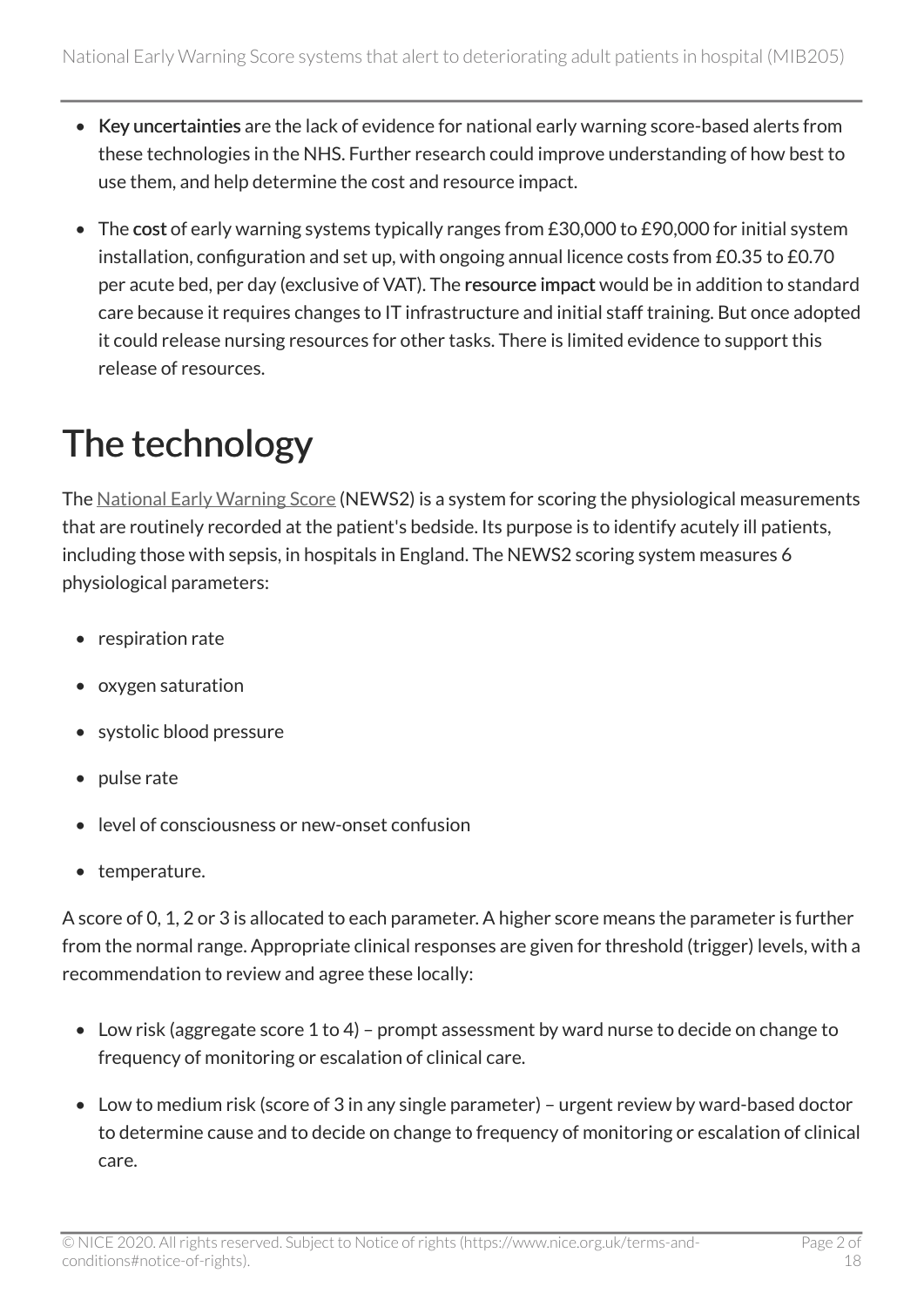- **Key uncertainties** are the lack of evidence for national early warning score-based alerts from these technologies in the NHS. Further research could improve understanding of how best to use them, and help determine the cost and resource impact.
- The **cost** of early warning systems typically ranges from £30,000 to £90,000 for initial system installation, configuration and set up, with ongoing annual licence costs from £0.35 to £0.70 per acute bed, per day (exclusive of VAT). The **resource impact** would be in addition to standard care because it requires changes to IT infrastructure and initial staff training. But once adopted it could release nursing resources for other tasks. There is limited evidence to support this release of resources.

# The technology

The National Early Warning Score (NEWS2) is a system for scoring the physiological measurements that are routinely recorded at the patient's bedside. Its purpose is to identify acutely ill patients, including those with sepsis, in hospitals in England. The NEWS2 scoring system measures 6 physiological parameters:

- respiration rate
- oxygen saturation
- systolic blood pressure
- pulse rate
- level of consciousness or new-onset confusion
- temperature.

A score of 0, 1, 2 or 3 is allocated to each parameter. A higher score means the parameter is further from the normal range. Appropriate clinical responses are given for threshold (trigger) levels, with a recommendation to review and agree these locally:

- Low risk (aggregate score 1 to 4) – prompt assessment by ward nurse to decide on change to frequency of monitoring or escalation of clinical care.
- Low to medium risk (score of 3 in any single parameter) – urgent review by ward-based doctor to determine cause and to decide on change to frequency of monitoring or escalation of clinical care.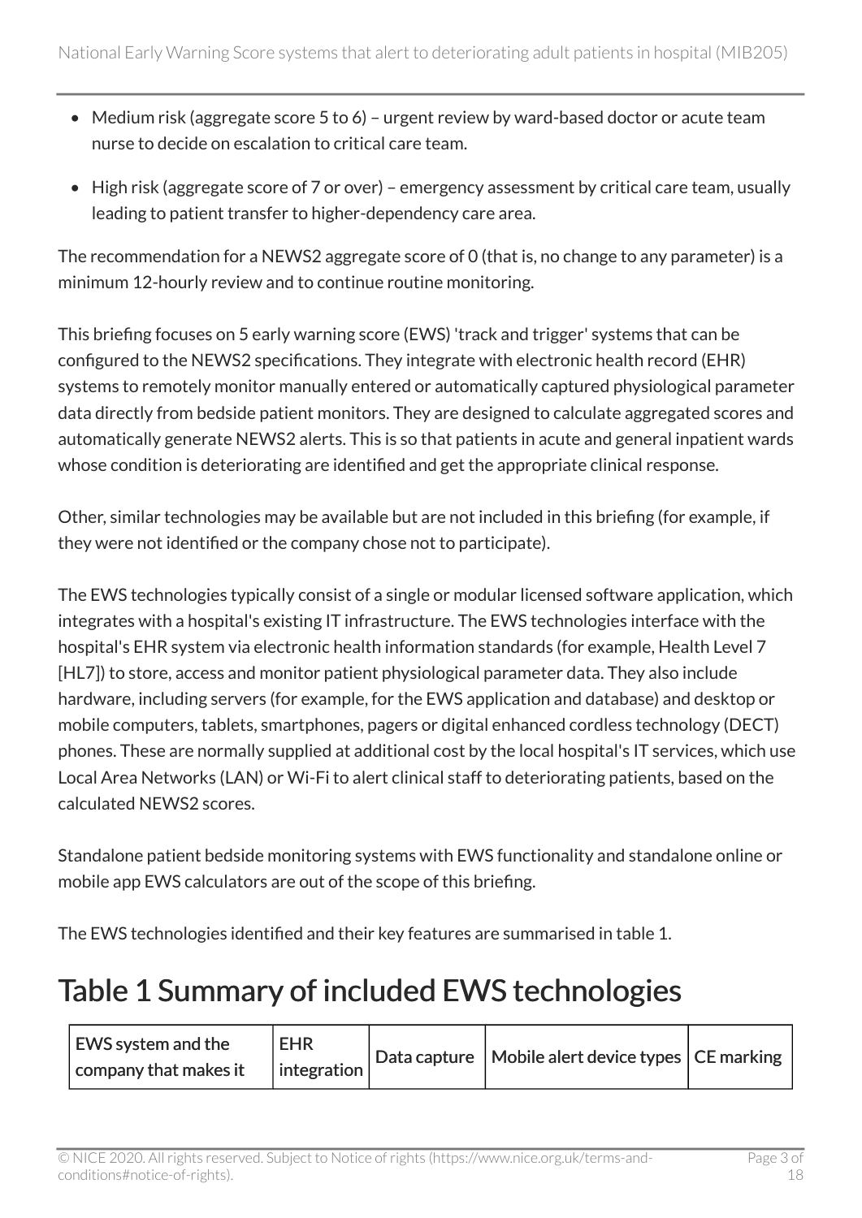- Medium risk (aggregate score 5 to 6) – urgent review by ward-based doctor or acute team nurse to decide on escalation to critical care team.
- High risk (aggregate score of 7 or over) – emergency assessment by critical care team, usually leading to patient transfer to higher-dependency care area.

The recommendation for a NEWS2 aggregate score of 0 (that is, no change to any parameter) is a minimum 12-hourly review and to continue routine monitoring.

This briefing focuses on 5 early warning score (EWS) 'track and trigger' systems that can be configured to the NEWS2 specifications. They integrate with electronic health record (EHR) systems to remotely monitor manually entered or automatically captured physiological parameter data directly from bedside patient monitors. They are designed to calculate aggregated scores and automatically generate NEWS2 alerts. This is so that patients in acute and general inpatient wards whose condition is deteriorating are identified and get the appropriate clinical response.

Other, similar technologies may be available but are not included in this briefing (for example, if they were not identified or the company chose not to participate).

The EWS technologies typically consist of a single or modular licensed software application, which integrates with a hospital's existing IT infrastructure. The EWS technologies interface with the hospital's EHR system via electronic health information standards (for example, Health Level 7 [HL7]) to store, access and monitor patient physiological parameter data. They also include hardware, including servers (for example, for the EWS application and database) and desktop or mobile computers, tablets, smartphones, pagers or digital enhanced cordless technology (DECT) phones. These are normally supplied at additional cost by the local hospital's IT services, which use Local Area Networks (LAN) or Wi-Fi to alert clinical staff to deteriorating patients, based on the calculated NEWS2 scores.

Standalone patient bedside monitoring systems with EWS functionality and standalone online or mobile app EWS calculators are out of the scope of this briefing.

The EWS technologies identified and their key features are summarised in table 1.

# Table 1 Summary of included EWS technologies

| EWS system and the company that makes it | EHR integration | Data capture | Mobile alert device types | CE marking |
|---|---|---|---|---|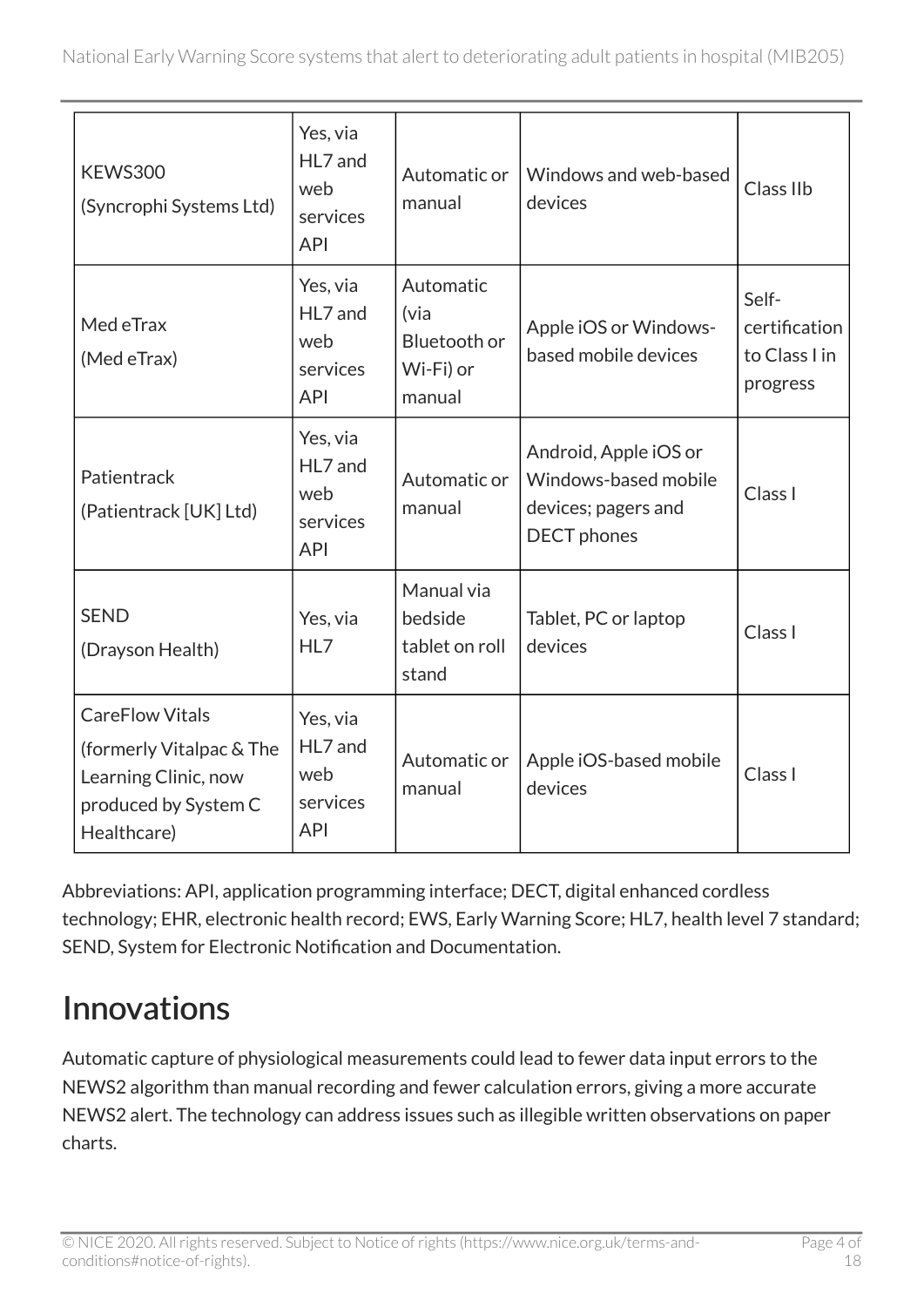| | | | | |
|---|---|---|---|---|
| KEWS300 (Syncrophi Systems Ltd) | Yes, via HL7 and web services API | Automatic or manual | Windows and web-based devices | Class IIb |
| Med eTrax (Med eTrax) | Yes, via HL7 and web services API | Automatic (via Bluetooth or Wi-Fi) or manual | Apple iOS or Windows-based mobile devices | Self-certification to Class I in progress |
| Patientrack (Patientrack [UK] Ltd) | Yes, via HL7 and web services API | Automatic or manual | Android, Apple iOS or Windows-based mobile devices; pagers and DECT phones | Class I |
| SEND (Drayson Health) | Yes, via HL7 | Manual via bedside tablet on roll stand | Tablet, PC or laptop devices | Class I |
| CareFlow Vitals (formerly Vitalpac & The Learning Clinic, now produced by System C Healthcare) | Yes, via HL7 and web services API | Automatic or manual | Apple iOS-based mobile devices | Class I |

Abbreviations: API, application programming interface; DECT, digital enhanced cordless technology; EHR, electronic health record; EWS, Early Warning Score; HL7, health level 7 standard; SEND, System for Electronic Notification and Documentation.

# Innovations

Automatic capture of physiological measurements could lead to fewer data input errors to the NEWS2 algorithm than manual recording and fewer calculation errors, giving a more accurate NEWS2 alert. The technology can address issues such as illegible written observations on paper charts.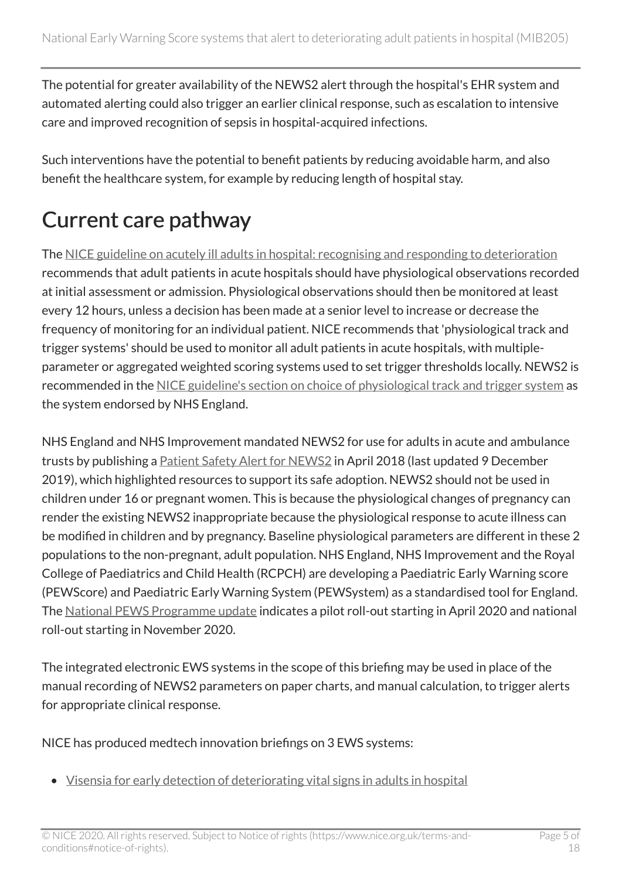The potential for greater availability of the NEWS2 alert through the hospital's EHR system and automated alerting could also trigger an earlier clinical response, such as escalation to intensive care and improved recognition of sepsis in hospital-acquired infections.

Such interventions have the potential to benefit patients by reducing avoidable harm, and also benefit the healthcare system, for example by reducing length of hospital stay.

# Current care pathway

The NICE guideline on acutely ill adults in hospital: recognising and responding to deterioration recommends that adult patients in acute hospitals should have physiological observations recorded at initial assessment or admission. Physiological observations should then be monitored at least every 12 hours, unless a decision has been made at a senior level to increase or decrease the frequency of monitoring for an individual patient. NICE recommends that 'physiological track and trigger systems' should be used to monitor all adult patients in acute hospitals, with multiple-parameter or aggregated weighted scoring systems used to set trigger thresholds locally. NEWS2 is recommended in the NICE guideline's section on choice of physiological track and trigger system as the system endorsed by NHS England.

NHS England and NHS Improvement mandated NEWS2 for use for adults in acute and ambulance trusts by publishing a Patient Safety Alert for NEWS2 in April 2018 (last updated 9 December 2019), which highlighted resources to support its safe adoption. NEWS2 should not be used in children under 16 or pregnant women. This is because the physiological changes of pregnancy can render the existing NEWS2 inappropriate because the physiological response to acute illness can be modified in children and by pregnancy. Baseline physiological parameters are different in these 2 populations to the non-pregnant, adult population. NHS England, NHS Improvement and the Royal College of Paediatrics and Child Health (RCPCH) are developing a Paediatric Early Warning score (PEWScore) and Paediatric Early Warning System (PEWSystem) as a standardised tool for England. The National PEWS Programme update indicates a pilot roll-out starting in April 2020 and national roll-out starting in November 2020.

The integrated electronic EWS systems in the scope of this briefing may be used in place of the manual recording of NEWS2 parameters on paper charts, and manual calculation, to trigger alerts for appropriate clinical response.

NICE has produced medtech innovation briefings on 3 EWS systems:

- Visensia for early detection of deteriorating vital signs in adults in hospital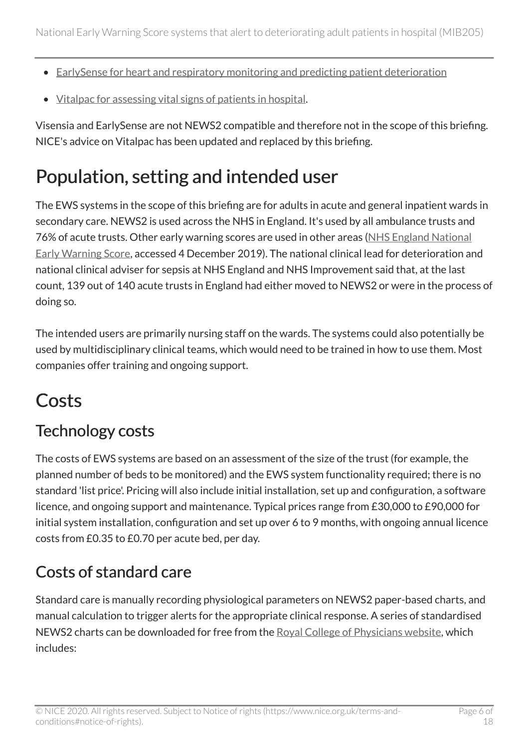- [EarlySense for heart and respiratory monitoring and predicting patient deterioration](#)
- [Vitalpac for assessing vital signs of patients in hospital](#).

Visensia and EarlySense are not NEWS2 compatible and therefore not in the scope of this briefing. NICE's advice on Vitalpac has been updated and replaced by this briefing.

# Population, setting and intended user

The EWS systems in the scope of this briefing are for adults in acute and general inpatient wards in secondary care. NEWS2 is used across the NHS in England. It's used by all ambulance trusts and 76% of acute trusts. Other early warning scores are used in other areas ([NHS England National Early Warning Score](#), accessed 4 December 2019). The national clinical lead for deterioration and national clinical adviser for sepsis at NHS England and NHS Improvement said that, at the last count, 139 out of 140 acute trusts in England had either moved to NEWS2 or were in the process of doing so.

The intended users are primarily nursing staff on the wards. The systems could also potentially be used by multidisciplinary clinical teams, which would need to be trained in how to use them. Most companies offer training and ongoing support.

# Costs

## Technology costs

The costs of EWS systems are based on an assessment of the size of the trust (for example, the planned number of beds to be monitored) and the EWS system functionality required; there is no standard 'list price'. Pricing will also include initial installation, set up and configuration, a software licence, and ongoing support and maintenance. Typical prices range from £30,000 to £90,000 for initial system installation, configuration and set up over 6 to 9 months, with ongoing annual licence costs from £0.35 to £0.70 per acute bed, per day.

## Costs of standard care

Standard care is manually recording physiological parameters on NEWS2 paper-based charts, and manual calculation to trigger alerts for the appropriate clinical response. A series of standardised NEWS2 charts can be downloaded for free from the [Royal College of Physicians website](#), which includes: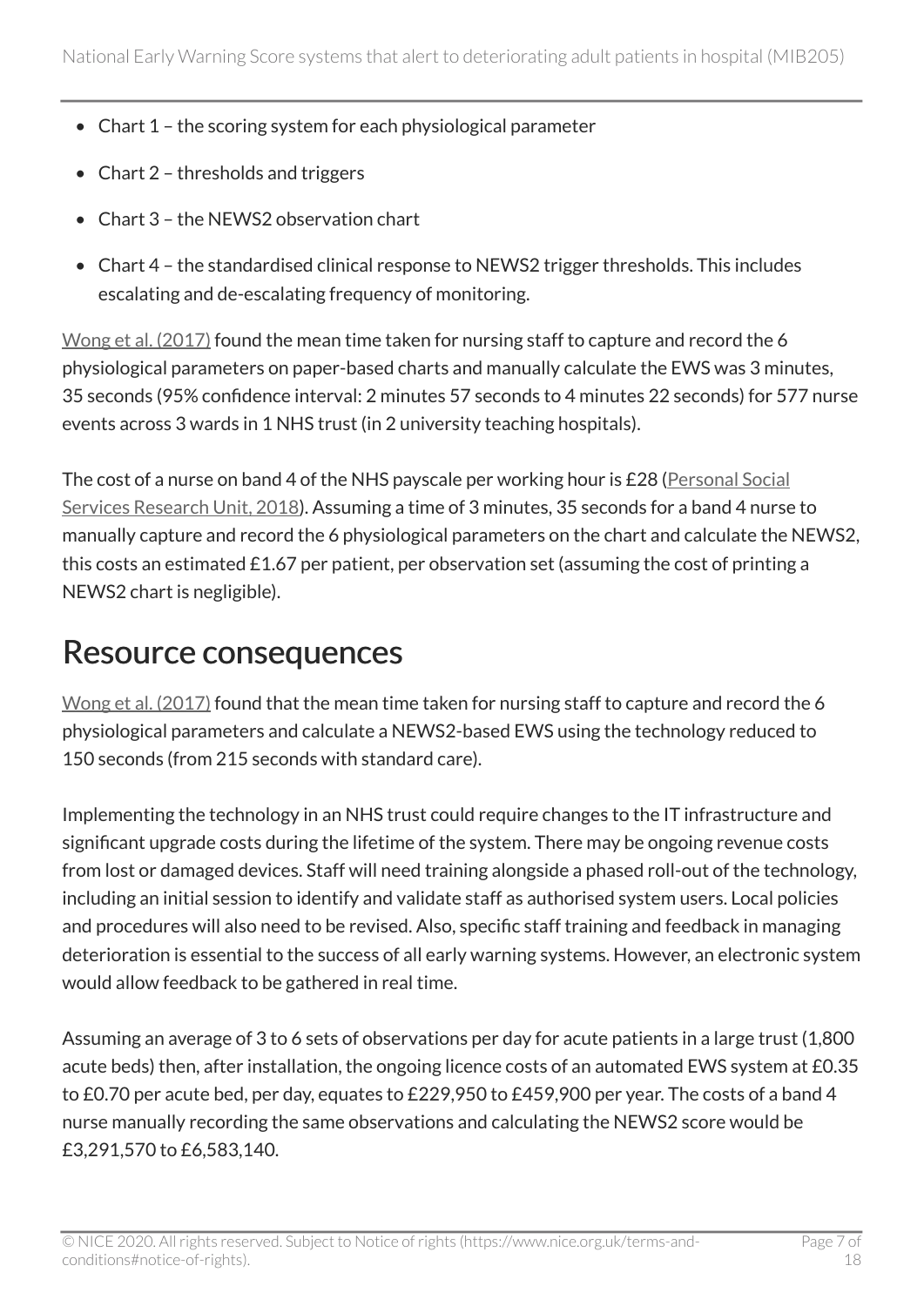- Chart 1 – the scoring system for each physiological parameter
- Chart 2 – thresholds and triggers
- Chart 3 – the NEWS2 observation chart
- Chart 4 – the standardised clinical response to NEWS2 trigger thresholds. This includes escalating and de-escalating frequency of monitoring.

Wong et al. (2017) found the mean time taken for nursing staff to capture and record the 6 physiological parameters on paper-based charts and manually calculate the EWS was 3 minutes, 35 seconds (95% confidence interval: 2 minutes 57 seconds to 4 minutes 22 seconds) for 577 nurse events across 3 wards in 1 NHS trust (in 2 university teaching hospitals).

The cost of a nurse on band 4 of the NHS payscale per working hour is £28 (Personal Social Services Research Unit, 2018). Assuming a time of 3 minutes, 35 seconds for a band 4 nurse to manually capture and record the 6 physiological parameters on the chart and calculate the NEWS2, this costs an estimated £1.67 per patient, per observation set (assuming the cost of printing a NEWS2 chart is negligible).

## Resource consequences

Wong et al. (2017) found that the mean time taken for nursing staff to capture and record the 6 physiological parameters and calculate a NEWS2-based EWS using the technology reduced to 150 seconds (from 215 seconds with standard care).

Implementing the technology in an NHS trust could require changes to the IT infrastructure and significant upgrade costs during the lifetime of the system. There may be ongoing revenue costs from lost or damaged devices. Staff will need training alongside a phased roll-out of the technology, including an initial session to identify and validate staff as authorised system users. Local policies and procedures will also need to be revised. Also, specific staff training and feedback in managing deterioration is essential to the success of all early warning systems. However, an electronic system would allow feedback to be gathered in real time.

Assuming an average of 3 to 6 sets of observations per day for acute patients in a large trust (1,800 acute beds) then, after installation, the ongoing licence costs of an automated EWS system at £0.35 to £0.70 per acute bed, per day, equates to £229,950 to £459,900 per year. The costs of a band 4 nurse manually recording the same observations and calculating the NEWS2 score would be £3,291,570 to £6,583,140.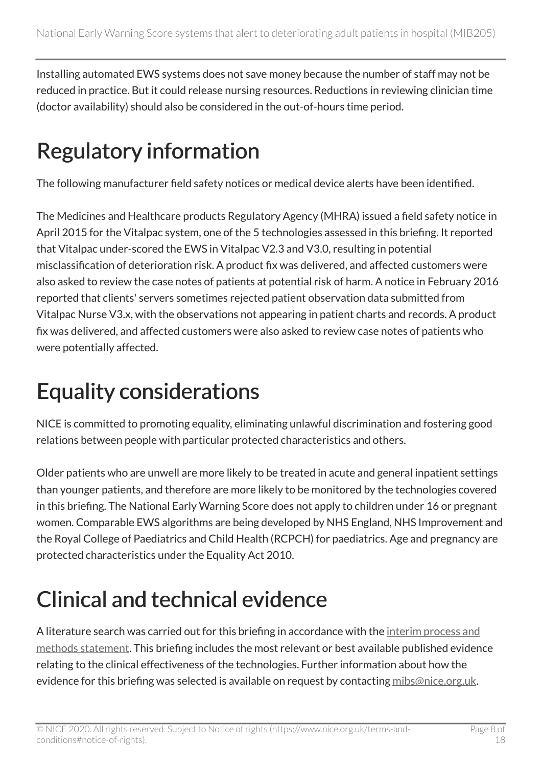Installing automated EWS systems does not save money because the number of staff may not be reduced in practice. But it could release nursing resources. Reductions in reviewing clinician time (doctor availability) should also be considered in the out-of-hours time period.

# Regulatory information

The following manufacturer field safety notices or medical device alerts have been identified.

The Medicines and Healthcare products Regulatory Agency (MHRA) issued a field safety notice in April 2015 for the Vitalpac system, one of the 5 technologies assessed in this briefing. It reported that Vitalpac under-scored the EWS in Vitalpac V2.3 and V3.0, resulting in potential misclassification of deterioration risk. A product fix was delivered, and affected customers were also asked to review the case notes of patients at potential risk of harm. A notice in February 2016 reported that clients' servers sometimes rejected patient observation data submitted from Vitalpac Nurse V3.x, with the observations not appearing in patient charts and records. A product fix was delivered, and affected customers were also asked to review case notes of patients who were potentially affected.

# Equality considerations

NICE is committed to promoting equality, eliminating unlawful discrimination and fostering good relations between people with particular protected characteristics and others.

Older patients who are unwell are more likely to be treated in acute and general inpatient settings than younger patients, and therefore are more likely to be monitored by the technologies covered in this briefing. The National Early Warning Score does not apply to children under 16 or pregnant women. Comparable EWS algorithms are being developed by NHS England, NHS Improvement and the Royal College of Paediatrics and Child Health (RCPCH) for paediatrics. Age and pregnancy are protected characteristics under the Equality Act 2010.

# Clinical and technical evidence

A literature search was carried out for this briefing in accordance with the interim process and methods statement. This briefing includes the most relevant or best available published evidence relating to the clinical effectiveness of the technologies. Further information about how the evidence for this briefing was selected is available on request by contacting mibs@nice.org.uk.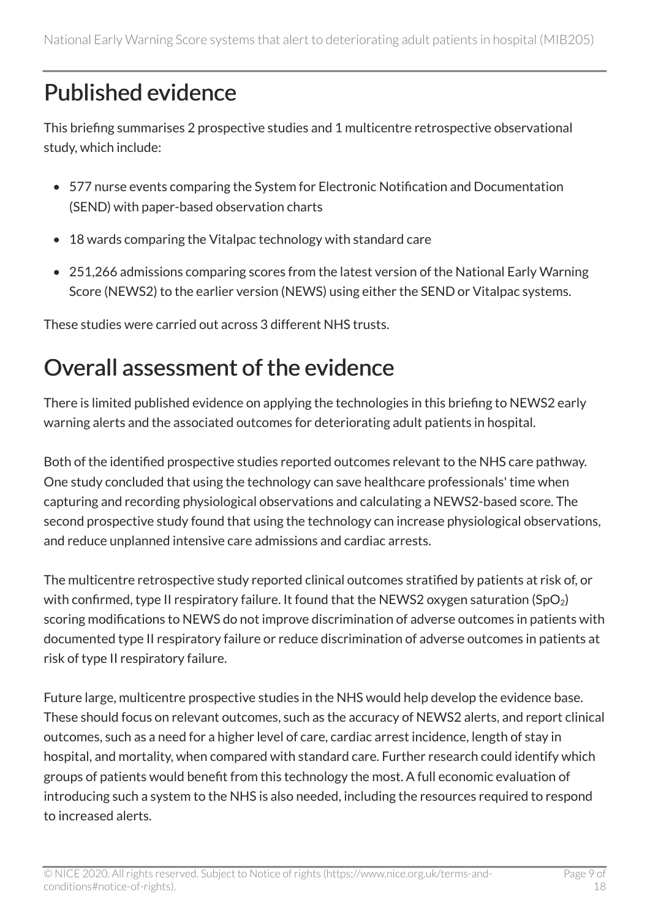## Published evidence

This briefing summarises 2 prospective studies and 1 multicentre retrospective observational study, which include:

- 577 nurse events comparing the System for Electronic Notification and Documentation (SEND) with paper-based observation charts
- 18 wards comparing the Vitalpac technology with standard care
- 251,266 admissions comparing scores from the latest version of the National Early Warning Score (NEWS2) to the earlier version (NEWS) using either the SEND or Vitalpac systems.

These studies were carried out across 3 different NHS trusts.

## Overall assessment of the evidence

There is limited published evidence on applying the technologies in this briefing to NEWS2 early warning alerts and the associated outcomes for deteriorating adult patients in hospital.

Both of the identified prospective studies reported outcomes relevant to the NHS care pathway. One study concluded that using the technology can save healthcare professionals' time when capturing and recording physiological observations and calculating a NEWS2-based score. The second prospective study found that using the technology can increase physiological observations, and reduce unplanned intensive care admissions and cardiac arrests.

The multicentre retrospective study reported clinical outcomes stratified by patients at risk of, or with confirmed, type II respiratory failure. It found that the NEWS2 oxygen saturation ($SpO_2$) scoring modifications to NEWS do not improve discrimination of adverse outcomes in patients with documented type II respiratory failure or reduce discrimination of adverse outcomes in patients at risk of type II respiratory failure.

Future large, multicentre prospective studies in the NHS would help develop the evidence base. These should focus on relevant outcomes, such as the accuracy of NEWS2 alerts, and report clinical outcomes, such as a need for a higher level of care, cardiac arrest incidence, length of stay in hospital, and mortality, when compared with standard care. Further research could identify which groups of patients would benefit from this technology the most. A full economic evaluation of introducing such a system to the NHS is also needed, including the resources required to respond to increased alerts.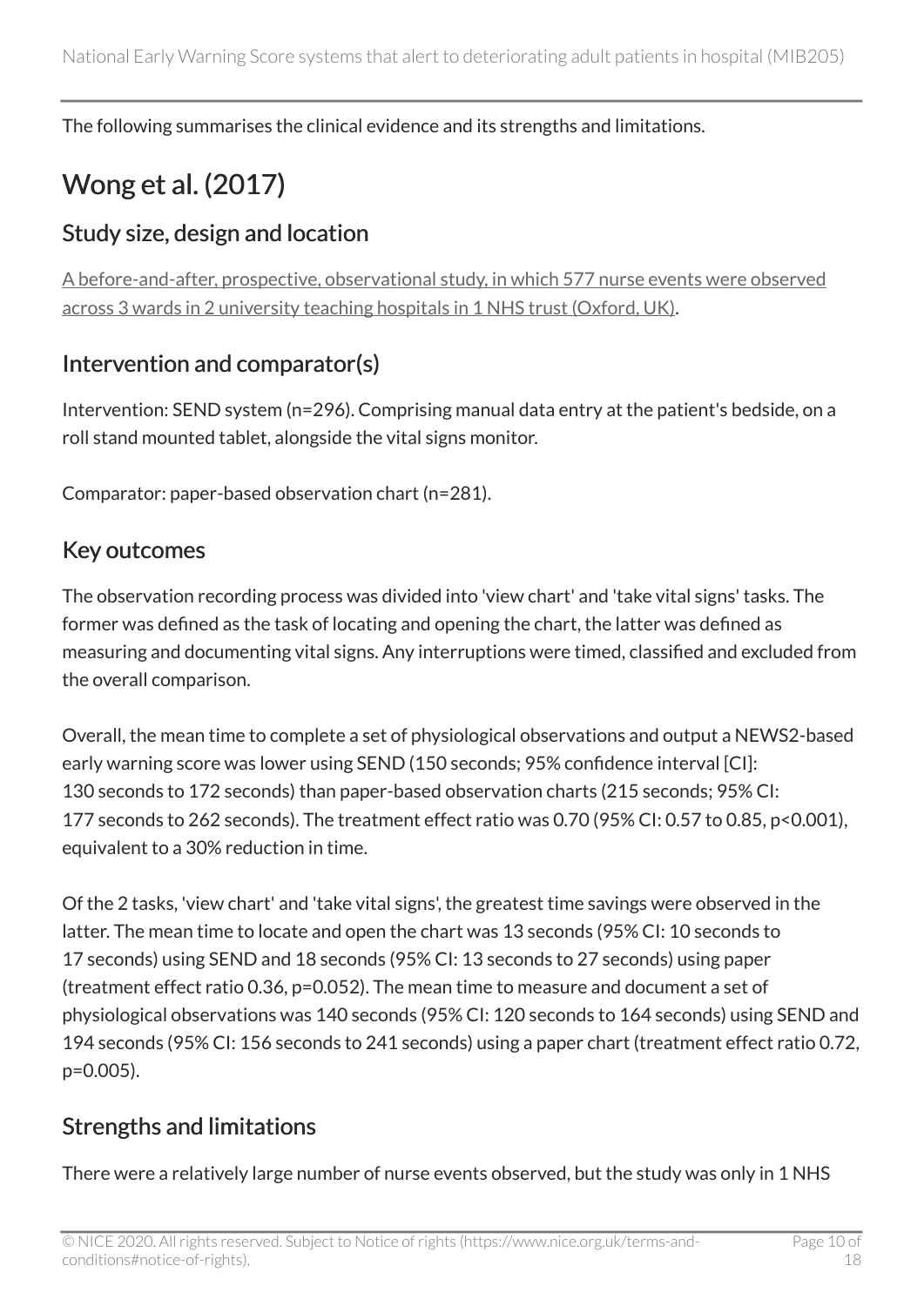The following summarises the clinical evidence and its strengths and limitations.

## Wong et al. (2017)

### Study size, design and location

A before-and-after, prospective, observational study, in which 577 nurse events were observed across 3 wards in 2 university teaching hospitals in 1 NHS trust (Oxford, UK).

### Intervention and comparator(s)

Intervention: SEND system (n=296). Comprising manual data entry at the patient's bedside, on a roll stand mounted tablet, alongside the vital signs monitor.

Comparator: paper-based observation chart (n=281).

### Key outcomes

The observation recording process was divided into 'view chart' and 'take vital signs' tasks. The former was defined as the task of locating and opening the chart, the latter was defined as measuring and documenting vital signs. Any interruptions were timed, classified and excluded from the overall comparison.

Overall, the mean time to complete a set of physiological observations and output a NEWS2-based early warning score was lower using SEND (150 seconds; 95% confidence interval [CI]: 130 seconds to 172 seconds) than paper-based observation charts (215 seconds; 95% CI: 177 seconds to 262 seconds). The treatment effect ratio was 0.70 (95% CI: 0.57 to 0.85, p<0.001), equivalent to a 30% reduction in time.

Of the 2 tasks, 'view chart' and 'take vital signs', the greatest time savings were observed in the latter. The mean time to locate and open the chart was 13 seconds (95% CI: 10 seconds to 17 seconds) using SEND and 18 seconds (95% CI: 13 seconds to 27 seconds) using paper (treatment effect ratio 0.36, p=0.052). The mean time to measure and document a set of physiological observations was 140 seconds (95% CI: 120 seconds to 164 seconds) using SEND and 194 seconds (95% CI: 156 seconds to 241 seconds) using a paper chart (treatment effect ratio 0.72, p=0.005).

### Strengths and limitations

There were a relatively large number of nurse events observed, but the study was only in 1 NHS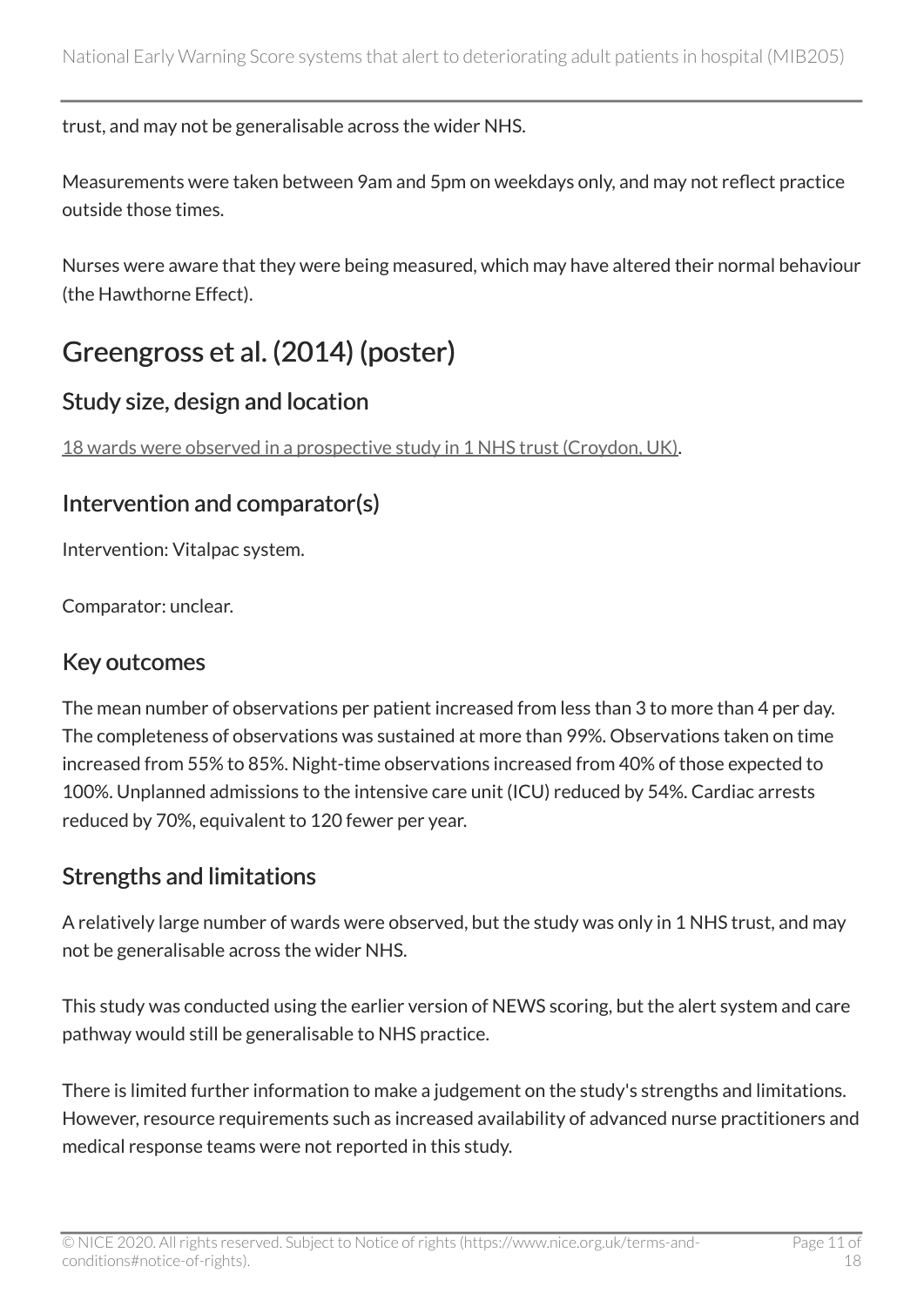trust, and may not be generalisable across the wider NHS.

Measurements were taken between 9am and 5pm on weekdays only, and may not reflect practice outside those times.

Nurses were aware that they were being measured, which may have altered their normal behaviour (the Hawthorne Effect).

## Greengross et al. (2014) (poster)

### Study size, design and location

18 wards were observed in a prospective study in 1 NHS trust (Croydon, UK).

### Intervention and comparator(s)

Intervention: Vitalpac system.

Comparator: unclear.

### Key outcomes

The mean number of observations per patient increased from less than 3 to more than 4 per day. The completeness of observations was sustained at more than 99%. Observations taken on time increased from 55% to 85%. Night-time observations increased from 40% of those expected to 100%. Unplanned admissions to the intensive care unit (ICU) reduced by 54%. Cardiac arrests reduced by 70%, equivalent to 120 fewer per year.

### Strengths and limitations

A relatively large number of wards were observed, but the study was only in 1 NHS trust, and may not be generalisable across the wider NHS.

This study was conducted using the earlier version of NEWS scoring, but the alert system and care pathway would still be generalisable to NHS practice.

There is limited further information to make a judgement on the study's strengths and limitations. However, resource requirements such as increased availability of advanced nurse practitioners and medical response teams were not reported in this study.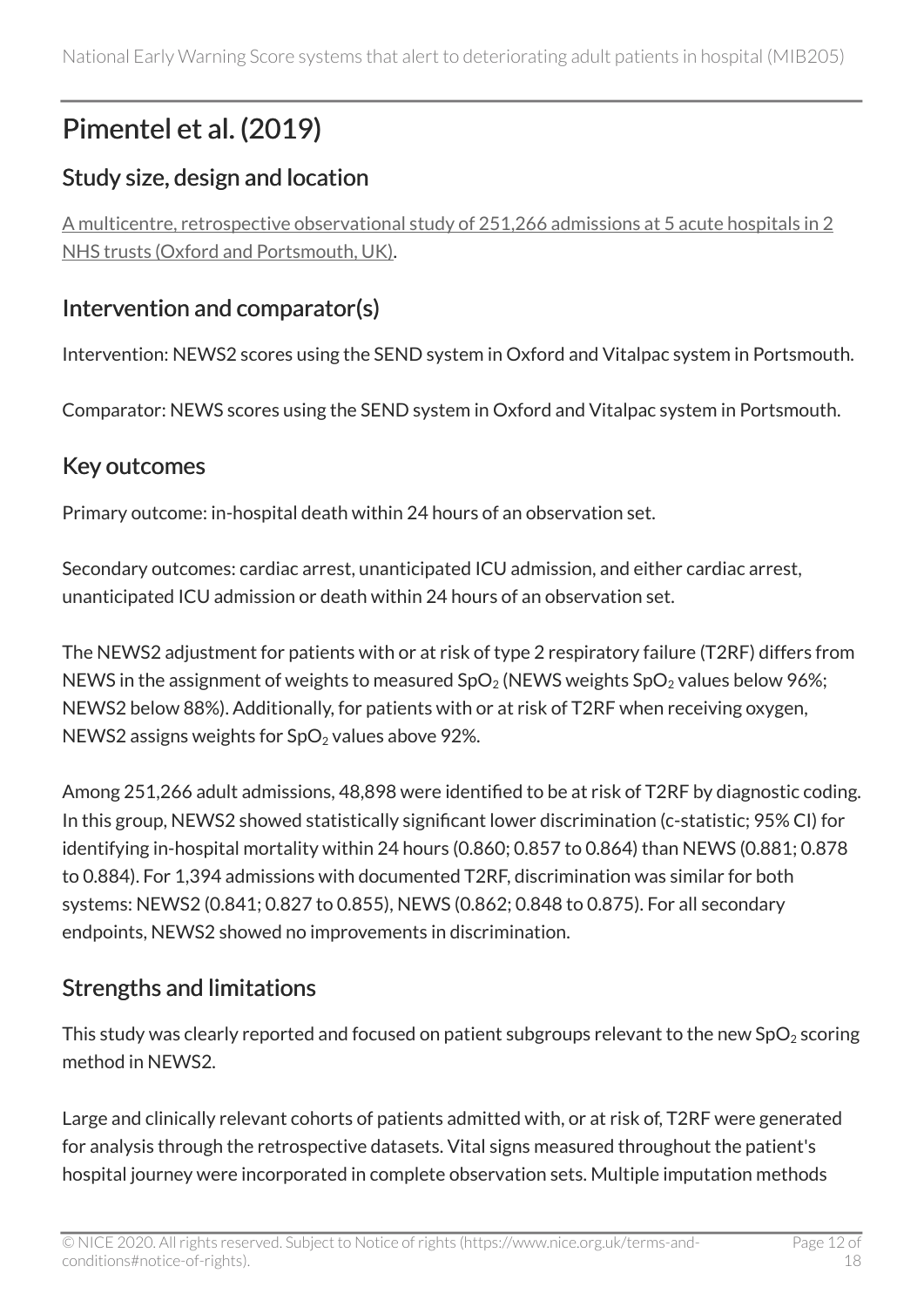# Pimentel et al. (2019)

## Study size, design and location

A multicentre, retrospective observational study of 251,266 admissions at 5 acute hospitals in 2 NHS trusts (Oxford and Portsmouth, UK).

## Intervention and comparator(s)

Intervention: NEWS2 scores using the SEND system in Oxford and Vitalpac system in Portsmouth.

Comparator: NEWS scores using the SEND system in Oxford and Vitalpac system in Portsmouth.

## Key outcomes

Primary outcome: in-hospital death within 24 hours of an observation set.

Secondary outcomes: cardiac arrest, unanticipated ICU admission, and either cardiac arrest, unanticipated ICU admission or death within 24 hours of an observation set.

The NEWS2 adjustment for patients with or at risk of type 2 respiratory failure (T2RF) differs from NEWS in the assignment of weights to measured $SpO_2$ (NEWS weights $SpO_2$ values below 96%; NEWS2 below 88%). Additionally, for patients with or at risk of T2RF when receiving oxygen, NEWS2 assigns weights for $SpO_2$ values above 92%.

Among 251,266 adult admissions, 48,898 were identified to be at risk of T2RF by diagnostic coding. In this group, NEWS2 showed statistically significant lower discrimination (c-statistic; 95% CI) for identifying in-hospital mortality within 24 hours (0.860; 0.857 to 0.864) than NEWS (0.881; 0.878 to 0.884). For 1,394 admissions with documented T2RF, discrimination was similar for both systems: NEWS2 (0.841; 0.827 to 0.855), NEWS (0.862; 0.848 to 0.875). For all secondary endpoints, NEWS2 showed no improvements in discrimination.

## Strengths and limitations

This study was clearly reported and focused on patient subgroups relevant to the new $SpO_2$ scoring method in NEWS2.

Large and clinically relevant cohorts of patients admitted with, or at risk of, T2RF were generated for analysis through the retrospective datasets. Vital signs measured throughout the patient's hospital journey were incorporated in complete observation sets. Multiple imputation methods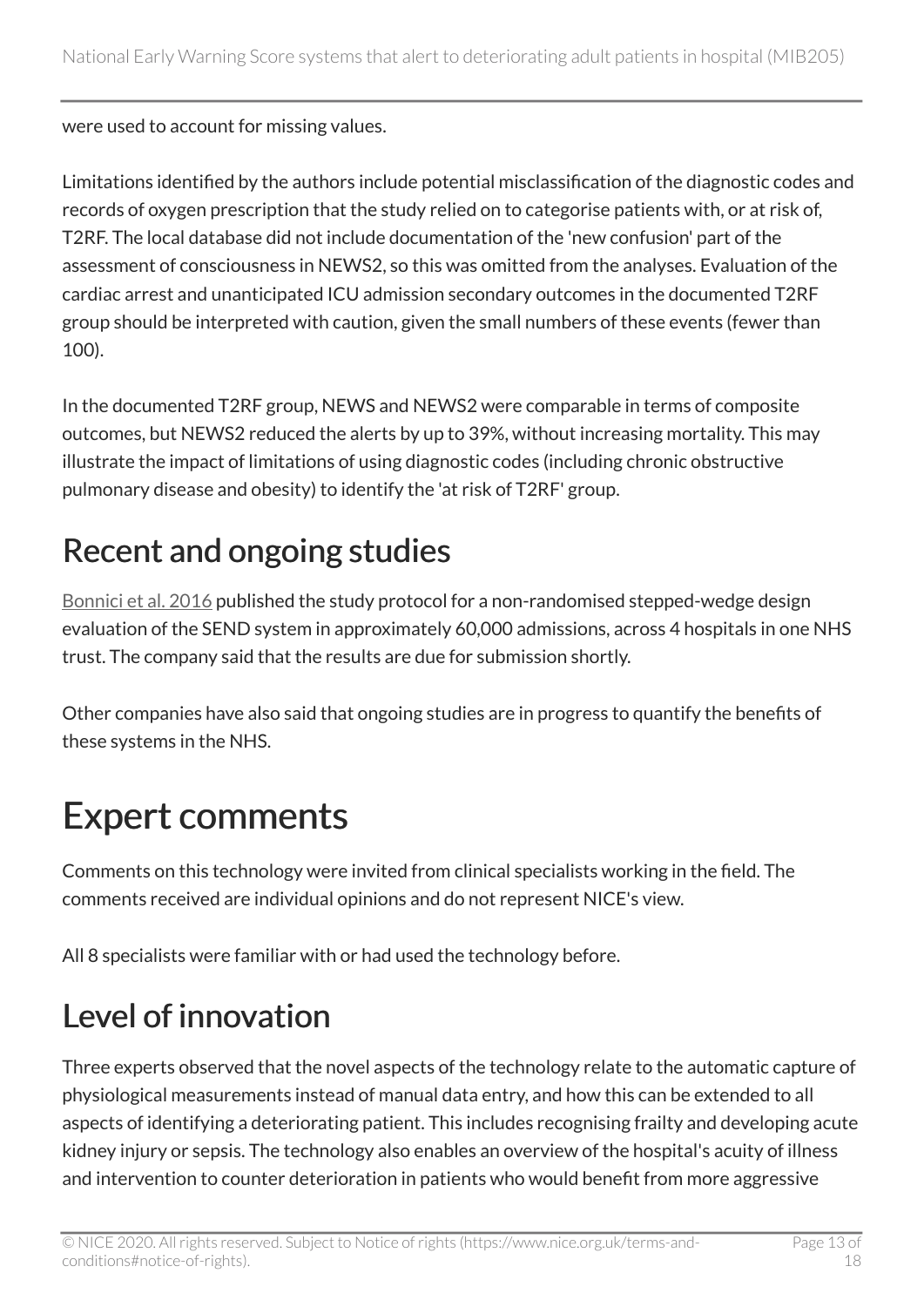were used to account for missing values.

Limitations identified by the authors include potential misclassification of the diagnostic codes and records of oxygen prescription that the study relied on to categorise patients with, or at risk of, T2RF. The local database did not include documentation of the 'new confusion' part of the assessment of consciousness in NEWS2, so this was omitted from the analyses. Evaluation of the cardiac arrest and unanticipated ICU admission secondary outcomes in the documented T2RF group should be interpreted with caution, given the small numbers of these events (fewer than 100).

In the documented T2RF group, NEWS and NEWS2 were comparable in terms of composite outcomes, but NEWS2 reduced the alerts by up to 39%, without increasing mortality. This may illustrate the impact of limitations of using diagnostic codes (including chronic obstructive pulmonary disease and obesity) to identify the 'at risk of T2RF' group.

## Recent and ongoing studies

Bonnici et al. 2016 published the study protocol for a non-randomised stepped-wedge design evaluation of the SEND system in approximately 60,000 admissions, across 4 hospitals in one NHS trust. The company said that the results are due for submission shortly.

Other companies have also said that ongoing studies are in progress to quantify the benefits of these systems in the NHS.

# Expert comments

Comments on this technology were invited from clinical specialists working in the field. The comments received are individual opinions and do not represent NICE's view.

All 8 specialists were familiar with or had used the technology before.

## Level of innovation

Three experts observed that the novel aspects of the technology relate to the automatic capture of physiological measurements instead of manual data entry, and how this can be extended to all aspects of identifying a deteriorating patient. This includes recognising frailty and developing acute kidney injury or sepsis. The technology also enables an overview of the hospital's acuity of illness and intervention to counter deterioration in patients who would benefit from more aggressive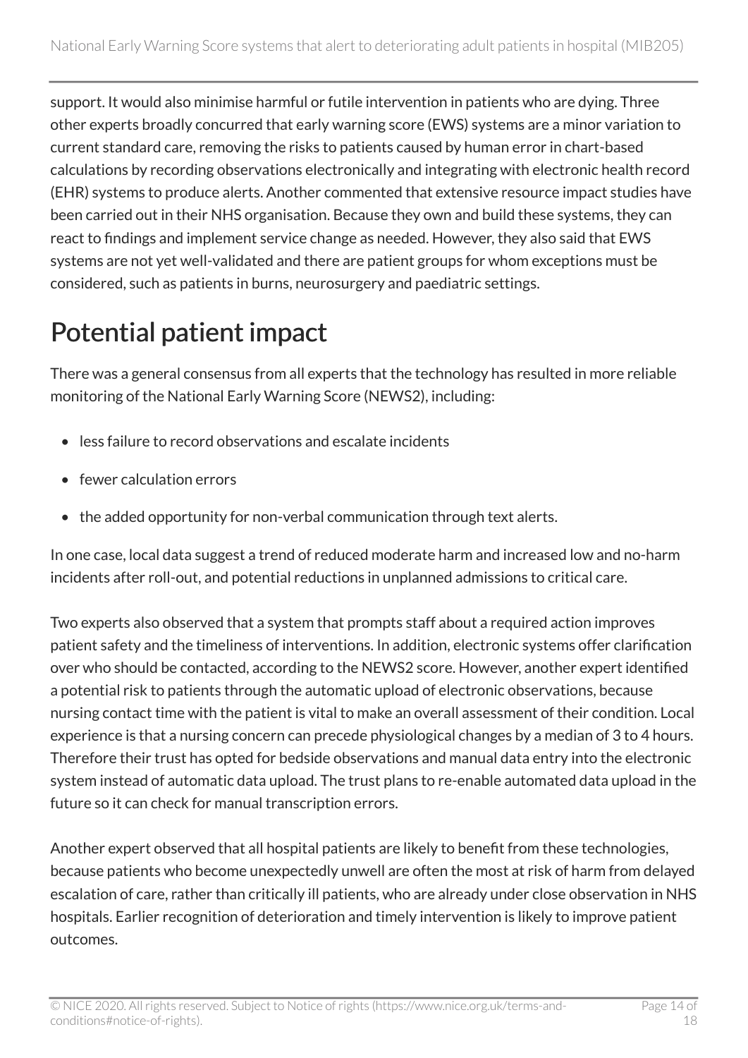support. It would also minimise harmful or futile intervention in patients who are dying. Three other experts broadly concurred that early warning score (EWS) systems are a minor variation to current standard care, removing the risks to patients caused by human error in chart-based calculations by recording observations electronically and integrating with electronic health record (EHR) systems to produce alerts. Another commented that extensive resource impact studies have been carried out in their NHS organisation. Because they own and build these systems, they can react to findings and implement service change as needed. However, they also said that EWS systems are not yet well-validated and there are patient groups for whom exceptions must be considered, such as patients in burns, neurosurgery and paediatric settings.

# Potential patient impact

There was a general consensus from all experts that the technology has resulted in more reliable monitoring of the National Early Warning Score (NEWS2), including:

- less failure to record observations and escalate incidents
- fewer calculation errors
- the added opportunity for non-verbal communication through text alerts.

In one case, local data suggest a trend of reduced moderate harm and increased low and no-harm incidents after roll-out, and potential reductions in unplanned admissions to critical care.

Two experts also observed that a system that prompts staff about a required action improves patient safety and the timeliness of interventions. In addition, electronic systems offer clarification over who should be contacted, according to the NEWS2 score. However, another expert identified a potential risk to patients through the automatic upload of electronic observations, because nursing contact time with the patient is vital to make an overall assessment of their condition. Local experience is that a nursing concern can precede physiological changes by a median of 3 to 4 hours. Therefore their trust has opted for bedside observations and manual data entry into the electronic system instead of automatic data upload. The trust plans to re-enable automated data upload in the future so it can check for manual transcription errors.

Another expert observed that all hospital patients are likely to benefit from these technologies, because patients who become unexpectedly unwell are often the most at risk of harm from delayed escalation of care, rather than critically ill patients, who are already under close observation in NHS hospitals. Earlier recognition of deterioration and timely intervention is likely to improve patient outcomes.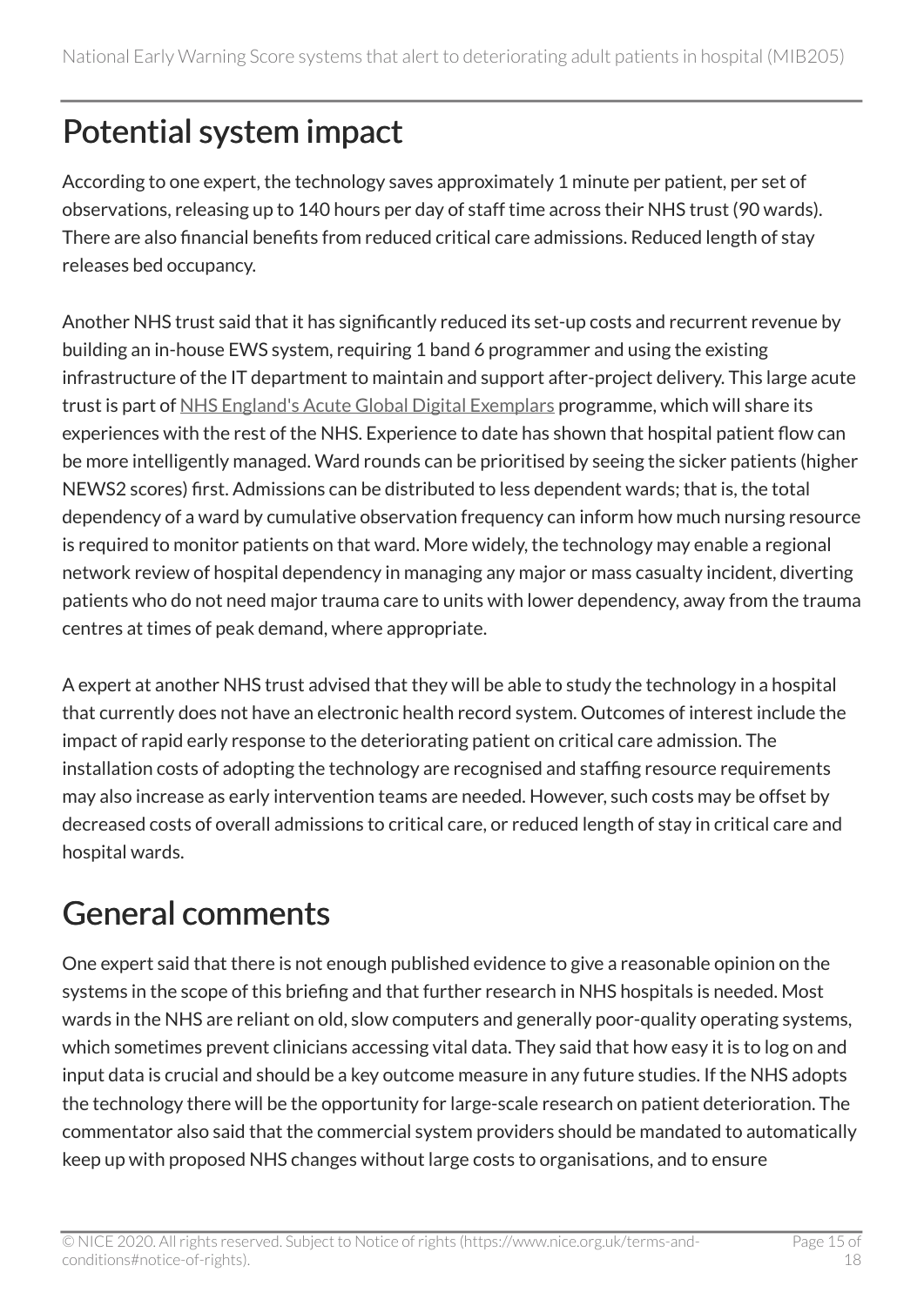## Potential system impact

According to one expert, the technology saves approximately 1 minute per patient, per set of observations, releasing up to 140 hours per day of staff time across their NHS trust (90 wards). There are also financial benefits from reduced critical care admissions. Reduced length of stay releases bed occupancy.

Another NHS trust said that it has significantly reduced its set-up costs and recurrent revenue by building an in-house EWS system, requiring 1 band 6 programmer and using the existing infrastructure of the IT department to maintain and support after-project delivery. This large acute trust is part of [NHS England's Acute Global Digital Exemplars] programme, which will share its experiences with the rest of the NHS. Experience to date has shown that hospital patient flow can be more intelligently managed. Ward rounds can be prioritised by seeing the sicker patients (higher NEWS2 scores) first. Admissions can be distributed to less dependent wards; that is, the total dependency of a ward by cumulative observation frequency can inform how much nursing resource is required to monitor patients on that ward. More widely, the technology may enable a regional network review of hospital dependency in managing any major or mass casualty incident, diverting patients who do not need major trauma care to units with lower dependency, away from the trauma centres at times of peak demand, where appropriate.

A expert at another NHS trust advised that they will be able to study the technology in a hospital that currently does not have an electronic health record system. Outcomes of interest include the impact of rapid early response to the deteriorating patient on critical care admission. The installation costs of adopting the technology are recognised and staffing resource requirements may also increase as early intervention teams are needed. However, such costs may be offset by decreased costs of overall admissions to critical care, or reduced length of stay in critical care and hospital wards.

## General comments

One expert said that there is not enough published evidence to give a reasonable opinion on the systems in the scope of this briefing and that further research in NHS hospitals is needed. Most wards in the NHS are reliant on old, slow computers and generally poor-quality operating systems, which sometimes prevent clinicians accessing vital data. They said that how easy it is to log on and input data is crucial and should be a key outcome measure in any future studies. If the NHS adopts the technology there will be the opportunity for large-scale research on patient deterioration. The commentator also said that the commercial system providers should be mandated to automatically keep up with proposed NHS changes without large costs to organisations, and to ensure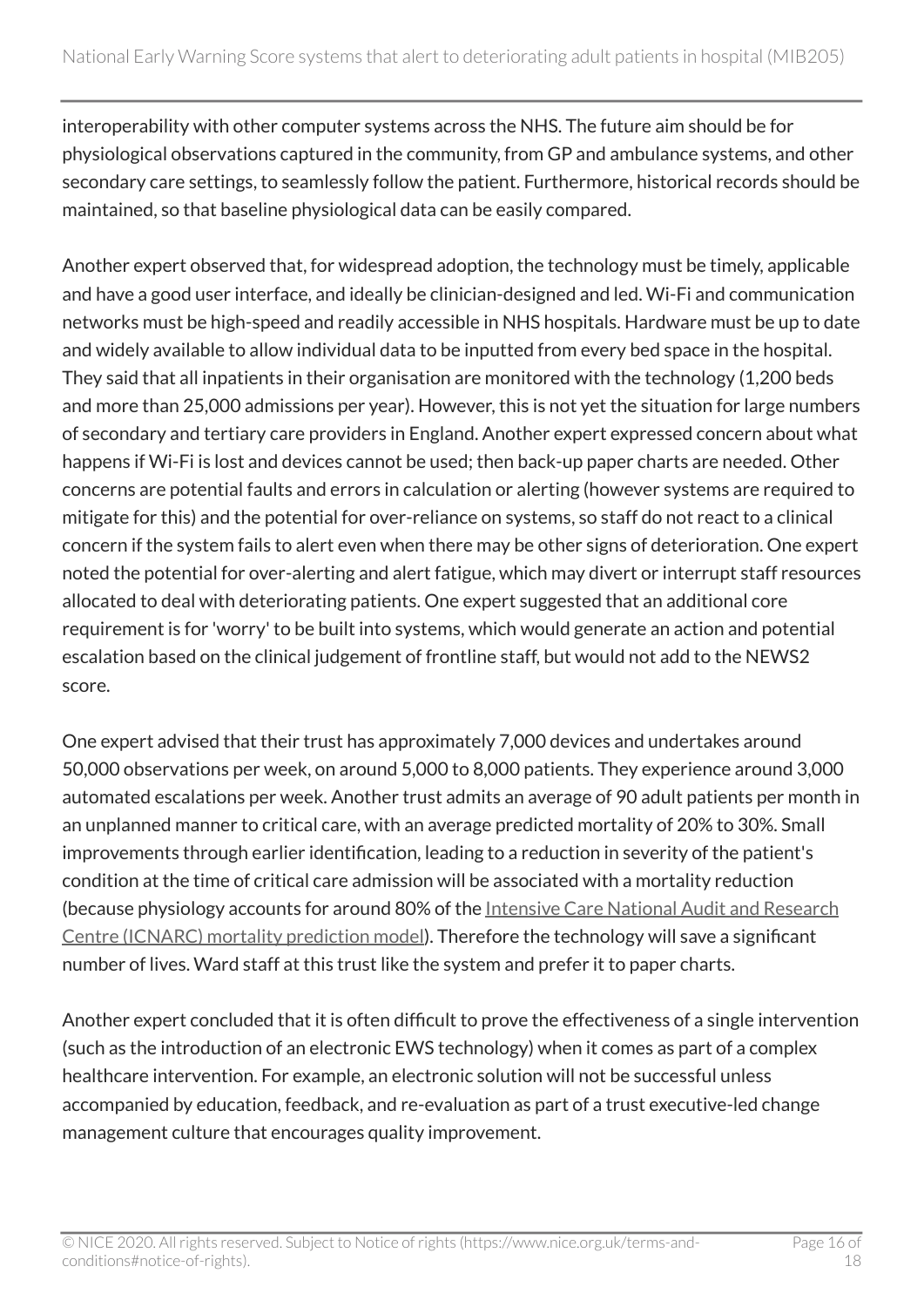interoperability with other computer systems across the NHS. The future aim should be for physiological observations captured in the community, from GP and ambulance systems, and other secondary care settings, to seamlessly follow the patient. Furthermore, historical records should be maintained, so that baseline physiological data can be easily compared.

Another expert observed that, for widespread adoption, the technology must be timely, applicable and have a good user interface, and ideally be clinician-designed and led. Wi-Fi and communication networks must be high-speed and readily accessible in NHS hospitals. Hardware must be up to date and widely available to allow individual data to be inputted from every bed space in the hospital. They said that all inpatients in their organisation are monitored with the technology (1,200 beds and more than 25,000 admissions per year). However, this is not yet the situation for large numbers of secondary and tertiary care providers in England. Another expert expressed concern about what happens if Wi-Fi is lost and devices cannot be used; then back-up paper charts are needed. Other concerns are potential faults and errors in calculation or alerting (however systems are required to mitigate for this) and the potential for over-reliance on systems, so staff do not react to a clinical concern if the system fails to alert even when there may be other signs of deterioration. One expert noted the potential for over-alerting and alert fatigue, which may divert or interrupt staff resources allocated to deal with deteriorating patients. One expert suggested that an additional core requirement is for 'worry' to be built into systems, which would generate an action and potential escalation based on the clinical judgement of frontline staff, but would not add to the NEWS2 score.

One expert advised that their trust has approximately 7,000 devices and undertakes around 50,000 observations per week, on around 5,000 to 8,000 patients. They experience around 3,000 automated escalations per week. Another trust admits an average of 90 adult patients per month in an unplanned manner to critical care, with an average predicted mortality of 20% to 30%. Small improvements through earlier identification, leading to a reduction in severity of the patient's condition at the time of critical care admission will be associated with a mortality reduction (because physiology accounts for around 80% of the Intensive Care National Audit and Research Centre (ICNARC) mortality prediction model). Therefore the technology will save a significant number of lives. Ward staff at this trust like the system and prefer it to paper charts.

Another expert concluded that it is often difficult to prove the effectiveness of a single intervention (such as the introduction of an electronic EWS technology) when it comes as part of a complex healthcare intervention. For example, an electronic solution will not be successful unless accompanied by education, feedback, and re-evaluation as part of a trust executive-led change management culture that encourages quality improvement.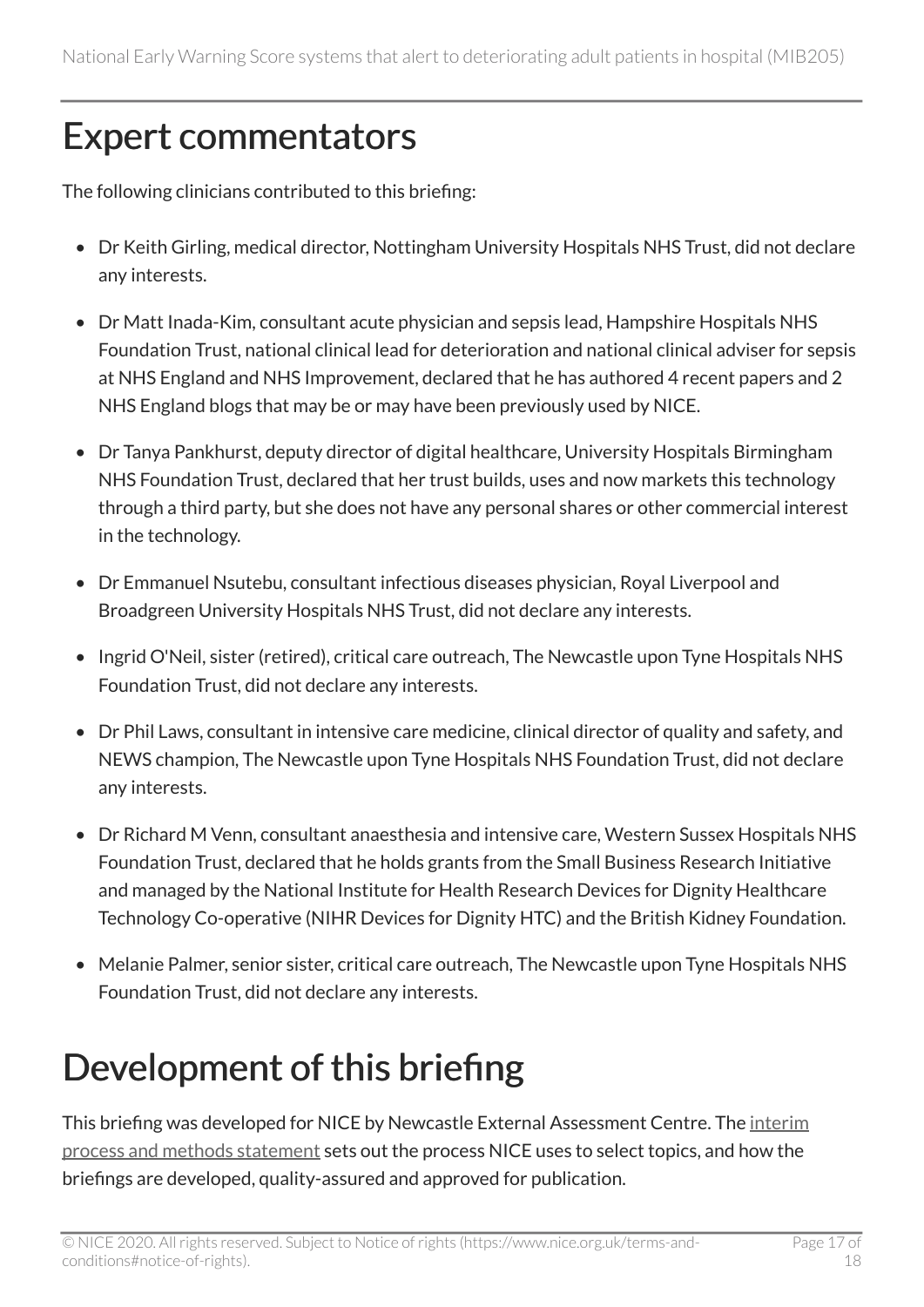## Expert commentators

The following clinicians contributed to this briefing:

- Dr Keith Girling, medical director, Nottingham University Hospitals NHS Trust, did not declare any interests.
- Dr Matt Inada-Kim, consultant acute physician and sepsis lead, Hampshire Hospitals NHS Foundation Trust, national clinical lead for deterioration and national clinical adviser for sepsis at NHS England and NHS Improvement, declared that he has authored 4 recent papers and 2 NHS England blogs that may be or may have been previously used by NICE.
- Dr Tanya Pankhurst, deputy director of digital healthcare, University Hospitals Birmingham NHS Foundation Trust, declared that her trust builds, uses and now markets this technology through a third party, but she does not have any personal shares or other commercial interest in the technology.
- Dr Emmanuel Nsutebu, consultant infectious diseases physician, Royal Liverpool and Broadgreen University Hospitals NHS Trust, did not declare any interests.
- Ingrid O'Neil, sister (retired), critical care outreach, The Newcastle upon Tyne Hospitals NHS Foundation Trust, did not declare any interests.
- Dr Phil Laws, consultant in intensive care medicine, clinical director of quality and safety, and NEWS champion, The Newcastle upon Tyne Hospitals NHS Foundation Trust, did not declare any interests.
- Dr Richard M Venn, consultant anaesthesia and intensive care, Western Sussex Hospitals NHS Foundation Trust, declared that he holds grants from the Small Business Research Initiative and managed by the National Institute for Health Research Devices for Dignity Healthcare Technology Co-operative (NIHR Devices for Dignity HTC) and the British Kidney Foundation.
- Melanie Palmer, senior sister, critical care outreach, The Newcastle upon Tyne Hospitals NHS Foundation Trust, did not declare any interests.

## Development of this briefing

This briefing was developed for NICE by Newcastle External Assessment Centre. The interim process and methods statement sets out the process NICE uses to select topics, and how the briefings are developed, quality-assured and approved for publication.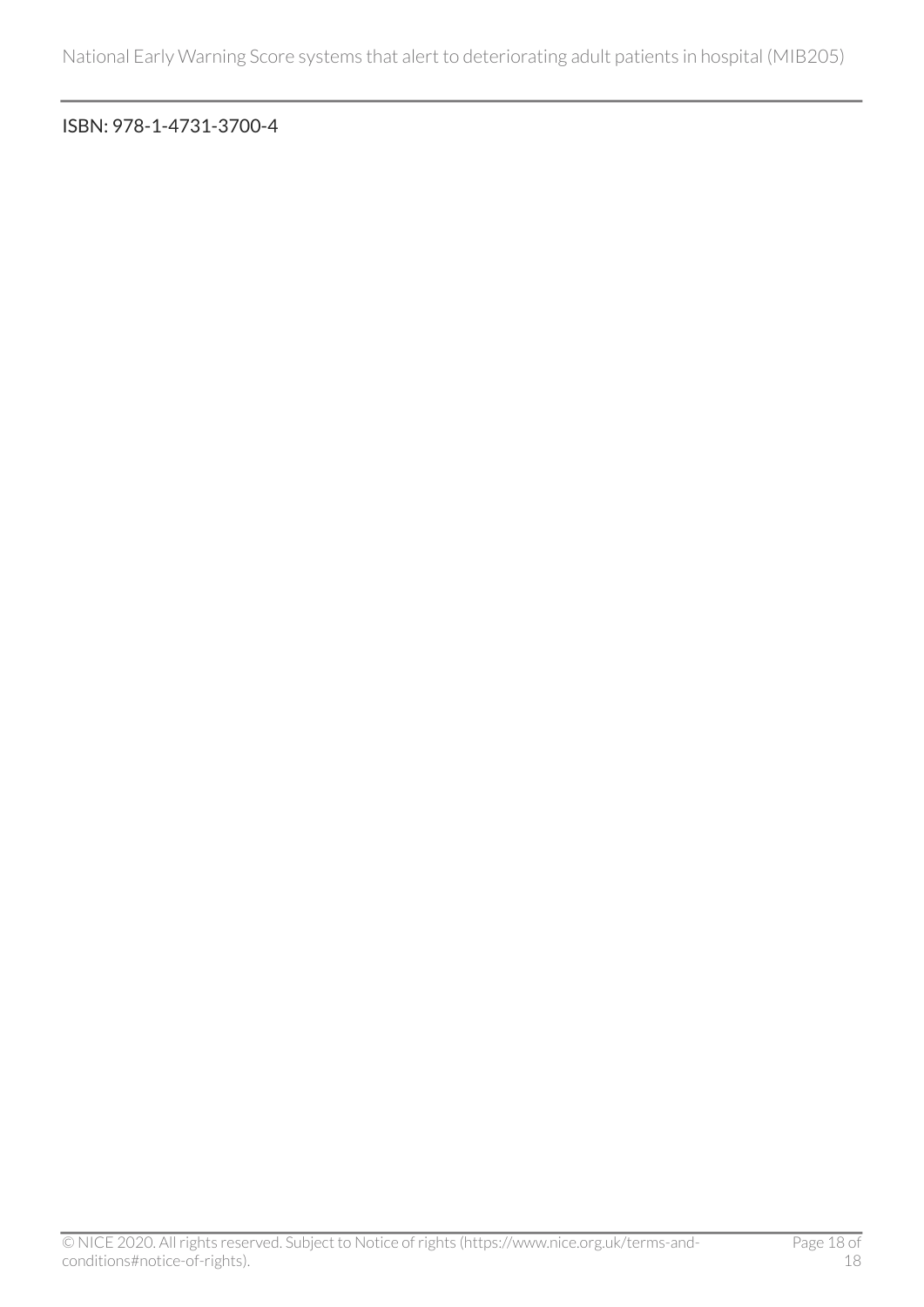ISBN: 978-1-4731-3700-4